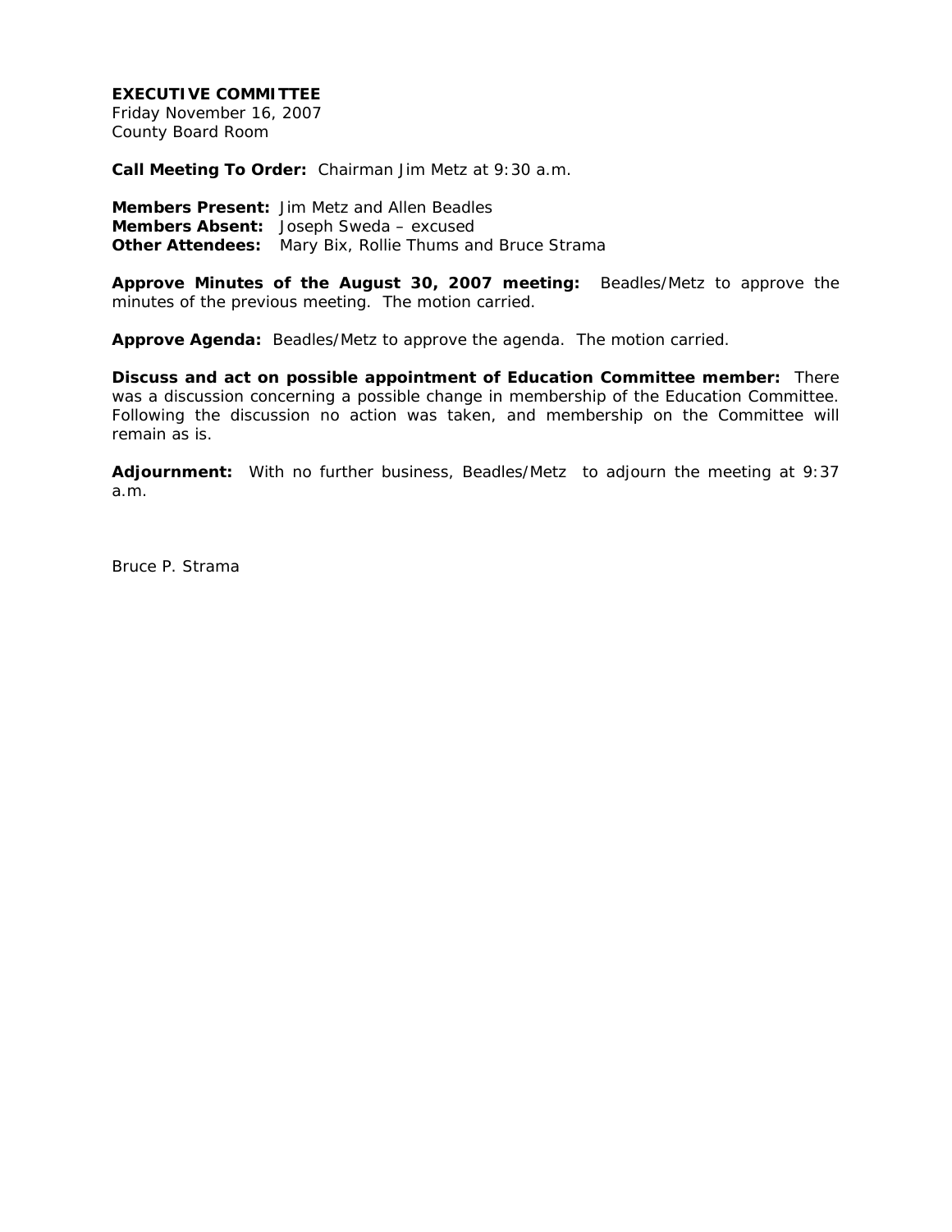**EXECUTIVE COMMITTEE**
Friday November 16, 2007
County Board Room

**Call Meeting To Order:** Chairman Jim Metz at 9:30 a.m.

**Members Present:** Jim Metz and Allen Beadles
**Members Absent:** Joseph Sweda – excused
**Other Attendees:** Mary Bix, Rollie Thums and Bruce Strama

**Approve Minutes of the August 30, 2007 meeting:** Beadles/Metz to approve the minutes of the previous meeting. The motion carried.

**Approve Agenda:** Beadles/Metz to approve the agenda. The motion carried.

**Discuss and act on possible appointment of Education Committee member:** There was a discussion concerning a possible change in membership of the Education Committee. Following the discussion no action was taken, and membership on the Committee will remain as is.

**Adjournment:** With no further business, Beadles/Metz to adjourn the meeting at 9:37 a.m.

Bruce P. Strama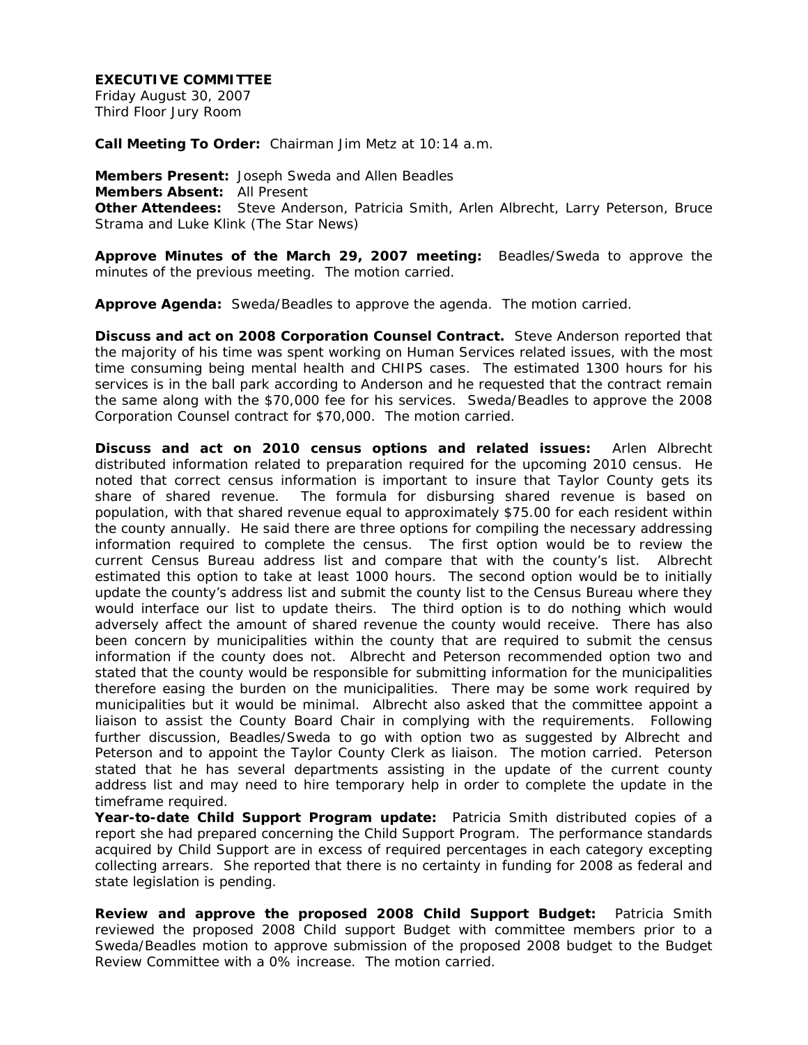**EXECUTIVE COMMITTEE**
Friday August 30, 2007
Third Floor Jury Room

**Call Meeting To Order:** Chairman Jim Metz at 10:14 a.m.

**Members Present:** Joseph Sweda and Allen Beadles
**Members Absent:** All Present
**Other Attendees:** Steve Anderson, Patricia Smith, Arlen Albrecht, Larry Peterson, Bruce Strama and Luke Klink (The Star News)

**Approve Minutes of the March 29, 2007 meeting:** Beadles/Sweda to approve the minutes of the previous meeting. The motion carried.

**Approve Agenda:** Sweda/Beadles to approve the agenda. The motion carried.

**Discuss and act on 2008 Corporation Counsel Contract.** Steve Anderson reported that the majority of his time was spent working on Human Services related issues, with the most time consuming being mental health and CHIPS cases. The estimated 1300 hours for his services is in the ball park according to Anderson and he requested that the contract remain the same along with the $70,000 fee for his services. Sweda/Beadles to approve the 2008 Corporation Counsel contract for $70,000. The motion carried.

**Discuss and act on 2010 census options and related issues:** Arlen Albrecht distributed information related to preparation required for the upcoming 2010 census. He noted that correct census information is important to insure that Taylor County gets its share of shared revenue. The formula for disbursing shared revenue is based on population, with that shared revenue equal to approximately $75.00 for each resident within the county annually. He said there are three options for compiling the necessary addressing information required to complete the census. The first option would be to review the current Census Bureau address list and compare that with the county's list. Albrecht estimated this option to take at least 1000 hours. The second option would be to initially update the county's address list and submit the county list to the Census Bureau where they would interface our list to update theirs. The third option is to do nothing which would adversely affect the amount of shared revenue the county would receive. There has also been concern by municipalities within the county that are required to submit the census information if the county does not. Albrecht and Peterson recommended option two and stated that the county would be responsible for submitting information for the municipalities therefore easing the burden on the municipalities. There may be some work required by municipalities but it would be minimal. Albrecht also asked that the committee appoint a liaison to assist the County Board Chair in complying with the requirements. Following further discussion, Beadles/Sweda to go with option two as suggested by Albrecht and Peterson and to appoint the Taylor County Clerk as liaison. The motion carried. Peterson stated that he has several departments assisting in the update of the current county address list and may need to hire temporary help in order to complete the update in the timeframe required.

**Year-to-date Child Support Program update:** Patricia Smith distributed copies of a report she had prepared concerning the Child Support Program. The performance standards acquired by Child Support are in excess of required percentages in each category excepting collecting arrears. She reported that there is no certainty in funding for 2008 as federal and state legislation is pending.

**Review and approve the proposed 2008 Child Support Budget:** Patricia Smith reviewed the proposed 2008 Child support Budget with committee members prior to a Sweda/Beadles motion to approve submission of the proposed 2008 budget to the Budget Review Committee with a 0% increase. The motion carried.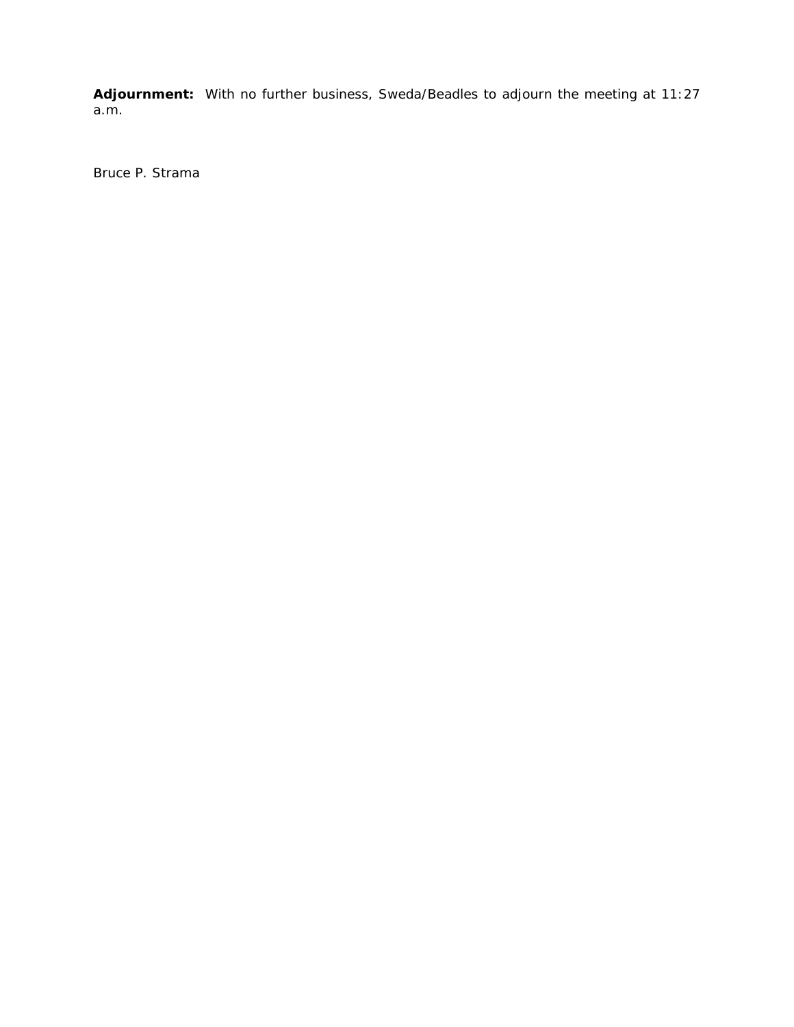**Adjournment:** With no further business, Sweda/Beadles to adjourn the meeting at 11:27 a.m.

Bruce P. Strama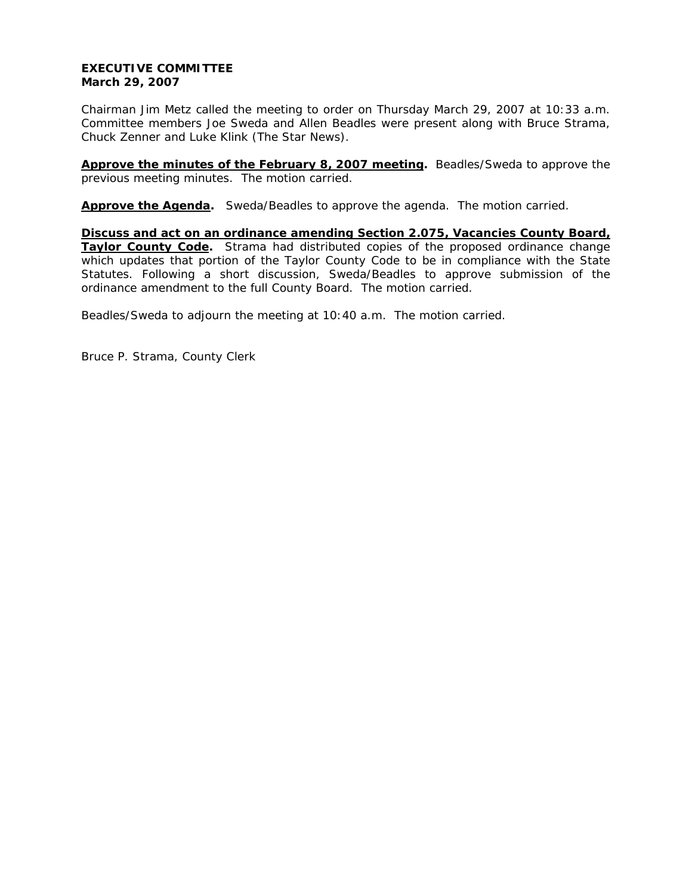**EXECUTIVE COMMITTEE**
**March 29, 2007**

Chairman Jim Metz called the meeting to order on Thursday March 29, 2007 at 10:33 a.m. Committee members Joe Sweda and Allen Beadles were present along with Bruce Strama, Chuck Zenner and Luke Klink (The Star News).

**Approve the minutes of the February 8, 2007 meeting.** Beadles/Sweda to approve the previous meeting minutes. The motion carried.

**Approve the Agenda.** Sweda/Beadles to approve the agenda. The motion carried.

**Discuss and act on an ordinance amending Section 2.075, Vacancies County Board, Taylor County Code.** Strama had distributed copies of the proposed ordinance change which updates that portion of the Taylor County Code to be in compliance with the State Statutes. Following a short discussion, Sweda/Beadles to approve submission of the ordinance amendment to the full County Board. The motion carried.

Beadles/Sweda to adjourn the meeting at 10:40 a.m. The motion carried.

Bruce P. Strama, County Clerk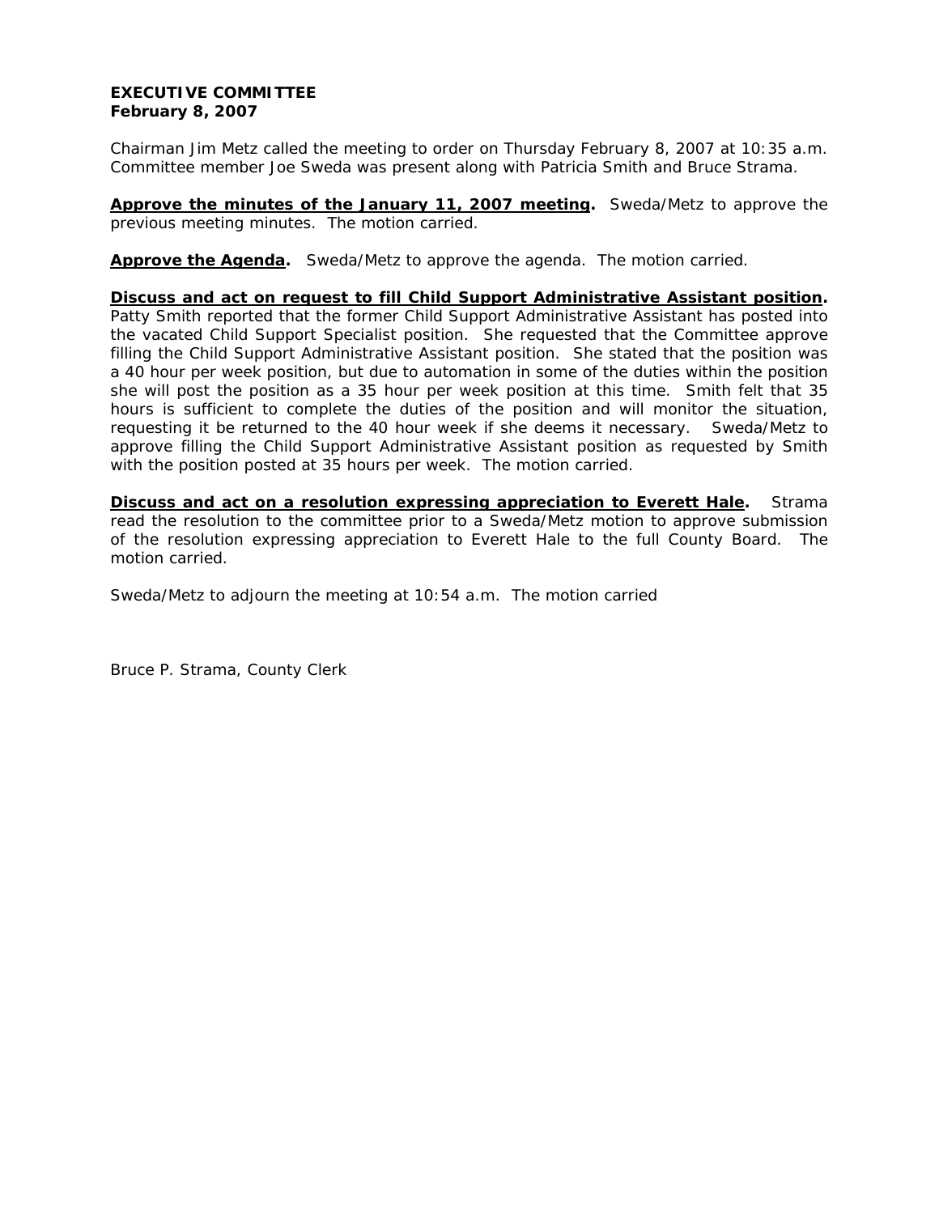**EXECUTIVE COMMITTEE**
**February 8, 2007**

Chairman Jim Metz called the meeting to order on Thursday February 8, 2007 at 10:35 a.m. Committee member Joe Sweda was present along with Patricia Smith and Bruce Strama.

**Approve the minutes of the January 11, 2007 meeting.** Sweda/Metz to approve the previous meeting minutes. The motion carried.

**Approve the Agenda.** Sweda/Metz to approve the agenda. The motion carried.

**Discuss and act on request to fill Child Support Administrative Assistant position.** Patty Smith reported that the former Child Support Administrative Assistant has posted into the vacated Child Support Specialist position. She requested that the Committee approve filling the Child Support Administrative Assistant position. She stated that the position was a 40 hour per week position, but due to automation in some of the duties within the position she will post the position as a 35 hour per week position at this time. Smith felt that 35 hours is sufficient to complete the duties of the position and will monitor the situation, requesting it be returned to the 40 hour week if she deems it necessary. Sweda/Metz to approve filling the Child Support Administrative Assistant position as requested by Smith with the position posted at 35 hours per week. The motion carried.

**Discuss and act on a resolution expressing appreciation to Everett Hale.** Strama read the resolution to the committee prior to a Sweda/Metz motion to approve submission of the resolution expressing appreciation to Everett Hale to the full County Board. The motion carried.

Sweda/Metz to adjourn the meeting at 10:54 a.m. The motion carried

Bruce P. Strama, County Clerk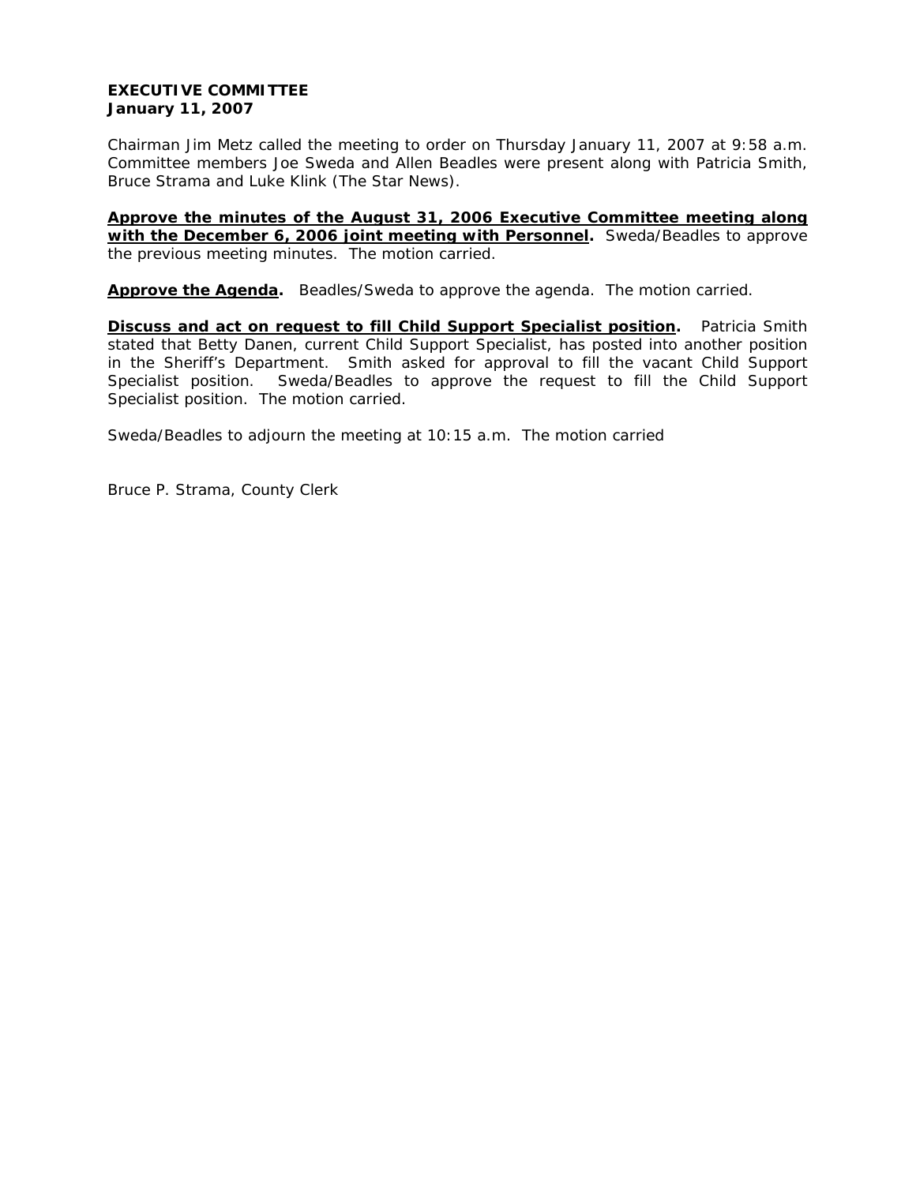**EXECUTIVE COMMITTEE**
**January 11, 2007**

Chairman Jim Metz called the meeting to order on Thursday January 11, 2007 at 9:58 a.m. Committee members Joe Sweda and Allen Beadles were present along with Patricia Smith, Bruce Strama and Luke Klink (The Star News).

**Approve the minutes of the August 31, 2006 Executive Committee meeting along with the December 6, 2006 joint meeting with Personnel.** Sweda/Beadles to approve the previous meeting minutes. The motion carried.

**Approve the Agenda.** Beadles/Sweda to approve the agenda. The motion carried.

**Discuss and act on request to fill Child Support Specialist position.** Patricia Smith stated that Betty Danen, current Child Support Specialist, has posted into another position in the Sheriff's Department. Smith asked for approval to fill the vacant Child Support Specialist position. Sweda/Beadles to approve the request to fill the Child Support Specialist position. The motion carried.

Sweda/Beadles to adjourn the meeting at 10:15 a.m. The motion carried

Bruce P. Strama, County Clerk